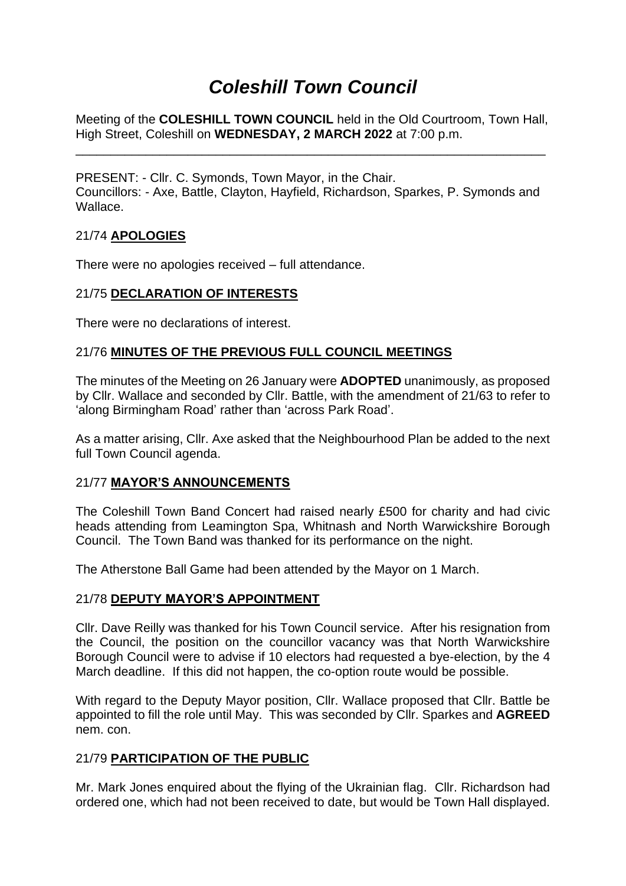#

# *Coleshill Town Council*

Meeting of the **COLESHILL TOWN COUNCIL** held in the Old Courtroom, Town Hall, High Street, Coleshill on **WEDNESDAY, 2 MARCH 2022** at 7:00 p.m.

---

PRESENT: - Cllr. C. Symonds, Town Mayor, in the Chair.
Councillors: - Axe, Battle, Clayton, Hayfield, Richardson, Sparkes, P. Symonds and Wallace.

## 21/74 **APOLOGIES**

There were no apologies received – full attendance.

## 21/75 **DECLARATION OF INTERESTS**

There were no declarations of interest.

## 21/76 **MINUTES OF THE PREVIOUS FULL COUNCIL MEETINGS**

The minutes of the Meeting on 26 January were **ADOPTED** unanimously, as proposed by Cllr. Wallace and seconded by Cllr. Battle, with the amendment of 21/63 to refer to 'along Birmingham Road' rather than 'across Park Road'.

As a matter arising, Cllr. Axe asked that the Neighbourhood Plan be added to the next full Town Council agenda.

## 21/77 **MAYOR'S ANNOUNCEMENTS**

The Coleshill Town Band Concert had raised nearly £500 for charity and had civic heads attending from Leamington Spa, Whitnash and North Warwickshire Borough Council. The Town Band was thanked for its performance on the night.

The Atherstone Ball Game had been attended by the Mayor on 1 March.

## 21/78 **DEPUTY MAYOR'S APPOINTMENT**

Cllr. Dave Reilly was thanked for his Town Council service. After his resignation from the Council, the position on the councillor vacancy was that North Warwickshire Borough Council were to advise if 10 electors had requested a bye-election, by the 4 March deadline. If this did not happen, the co-option route would be possible.

With regard to the Deputy Mayor position, Cllr. Wallace proposed that Cllr. Battle be appointed to fill the role until May. This was seconded by Cllr. Sparkes and **AGREED** nem. con.

## 21/79 **PARTICIPATION OF THE PUBLIC**

Mr. Mark Jones enquired about the flying of the Ukrainian flag. Cllr. Richardson had ordered one, which had not been received to date, but would be Town Hall displayed.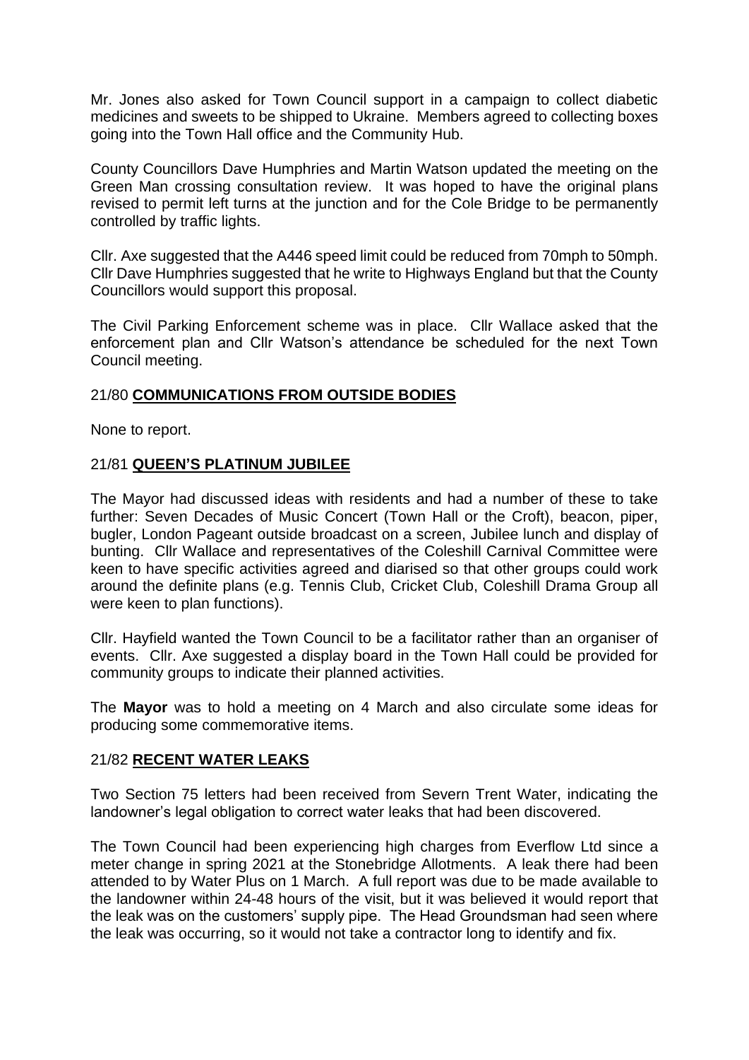Mr. Jones also asked for Town Council support in a campaign to collect diabetic medicines and sweets to be shipped to Ukraine. Members agreed to collecting boxes going into the Town Hall office and the Community Hub.

County Councillors Dave Humphries and Martin Watson updated the meeting on the Green Man crossing consultation review. It was hoped to have the original plans revised to permit left turns at the junction and for the Cole Bridge to be permanently controlled by traffic lights.

Cllr. Axe suggested that the A446 speed limit could be reduced from 70mph to 50mph. Cllr Dave Humphries suggested that he write to Highways England but that the County Councillors would support this proposal.

The Civil Parking Enforcement scheme was in place. Cllr Wallace asked that the enforcement plan and Cllr Watson's attendance be scheduled for the next Town Council meeting.

## 21/80 **COMMUNICATIONS FROM OUTSIDE BODIES**

None to report.

## 21/81 **QUEEN'S PLATINUM JUBILEE**

The Mayor had discussed ideas with residents and had a number of these to take further: Seven Decades of Music Concert (Town Hall or the Croft), beacon, piper, bugler, London Pageant outside broadcast on a screen, Jubilee lunch and display of bunting. Cllr Wallace and representatives of the Coleshill Carnival Committee were keen to have specific activities agreed and diarised so that other groups could work around the definite plans (e.g. Tennis Club, Cricket Club, Coleshill Drama Group all were keen to plan functions).

Cllr. Hayfield wanted the Town Council to be a facilitator rather than an organiser of events. Cllr. Axe suggested a display board in the Town Hall could be provided for community groups to indicate their planned activities.

The **Mayor** was to hold a meeting on 4 March and also circulate some ideas for producing some commemorative items.

## 21/82 **RECENT WATER LEAKS**

Two Section 75 letters had been received from Severn Trent Water, indicating the landowner's legal obligation to correct water leaks that had been discovered.

The Town Council had been experiencing high charges from Everflow Ltd since a meter change in spring 2021 at the Stonebridge Allotments. A leak there had been attended to by Water Plus on 1 March. A full report was due to be made available to the landowner within 24-48 hours of the visit, but it was believed it would report that the leak was on the customers' supply pipe. The Head Groundsman had seen where the leak was occurring, so it would not take a contractor long to identify and fix.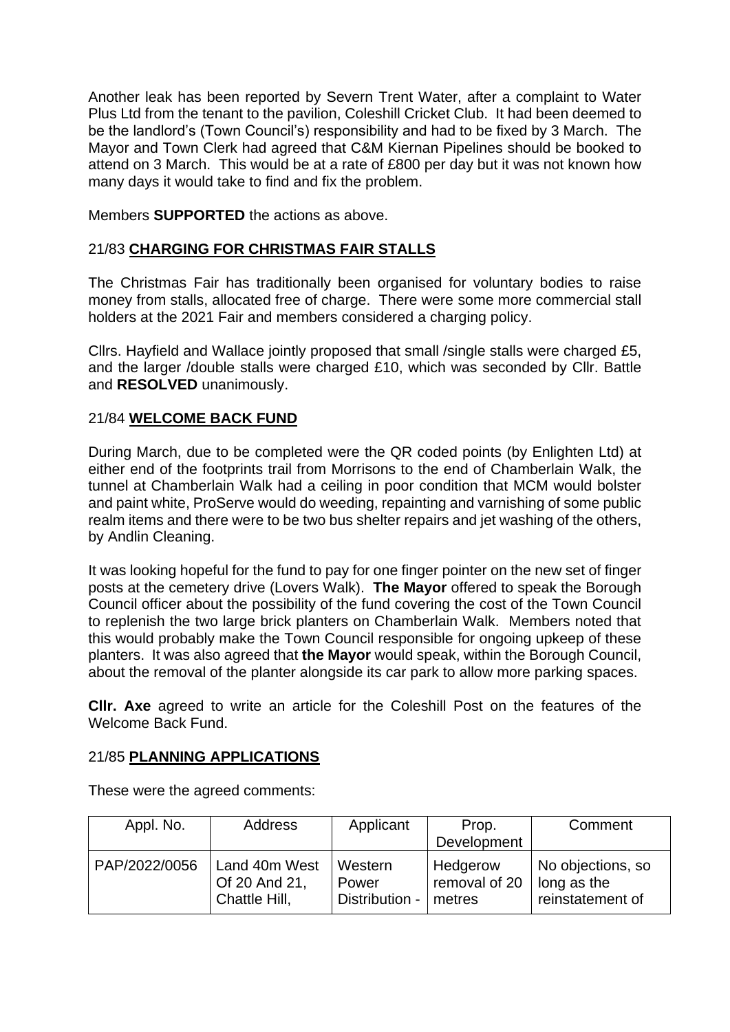Another leak has been reported by Severn Trent Water, after a complaint to Water Plus Ltd from the tenant to the pavilion, Coleshill Cricket Club. It had been deemed to be the landlord's (Town Council's) responsibility and had to be fixed by 3 March. The Mayor and Town Clerk had agreed that C&M Kiernan Pipelines should be booked to attend on 3 March. This would be at a rate of £800 per day but it was not known how many days it would take to find and fix the problem.

Members **SUPPORTED** the actions as above.

## 21/83 CHARGING FOR CHRISTMAS FAIR STALLS

The Christmas Fair has traditionally been organised for voluntary bodies to raise money from stalls, allocated free of charge. There were some more commercial stall holders at the 2021 Fair and members considered a charging policy.

Cllrs. Hayfield and Wallace jointly proposed that small /single stalls were charged £5, and the larger /double stalls were charged £10, which was seconded by Cllr. Battle and **RESOLVED** unanimously.

## 21/84 WELCOME BACK FUND

During March, due to be completed were the QR coded points (by Enlighten Ltd) at either end of the footprints trail from Morrisons to the end of Chamberlain Walk, the tunnel at Chamberlain Walk had a ceiling in poor condition that MCM would bolster and paint white, ProServe would do weeding, repainting and varnishing of some public realm items and there were to be two bus shelter repairs and jet washing of the others, by Andlin Cleaning.

It was looking hopeful for the fund to pay for one finger pointer on the new set of finger posts at the cemetery drive (Lovers Walk). **The Mayor** offered to speak the Borough Council officer about the possibility of the fund covering the cost of the Town Council to replenish the two large brick planters on Chamberlain Walk. Members noted that this would probably make the Town Council responsible for ongoing upkeep of these planters. It was also agreed that **the Mayor** would speak, within the Borough Council, about the removal of the planter alongside its car park to allow more parking spaces.

**Cllr. Axe** agreed to write an article for the Coleshill Post on the features of the Welcome Back Fund.

## 21/85 PLANNING APPLICATIONS

These were the agreed comments:

| Appl. No. | Address | Applicant | Prop. Development | Comment |
|---|---|---|---|---|
| PAP/2022/0056 | Land 40m West Of 20 And 21, Chattle Hill, | Western Power Distribution - | Hedgerow removal of 20 metres | No objections, so long as the reinstatement of |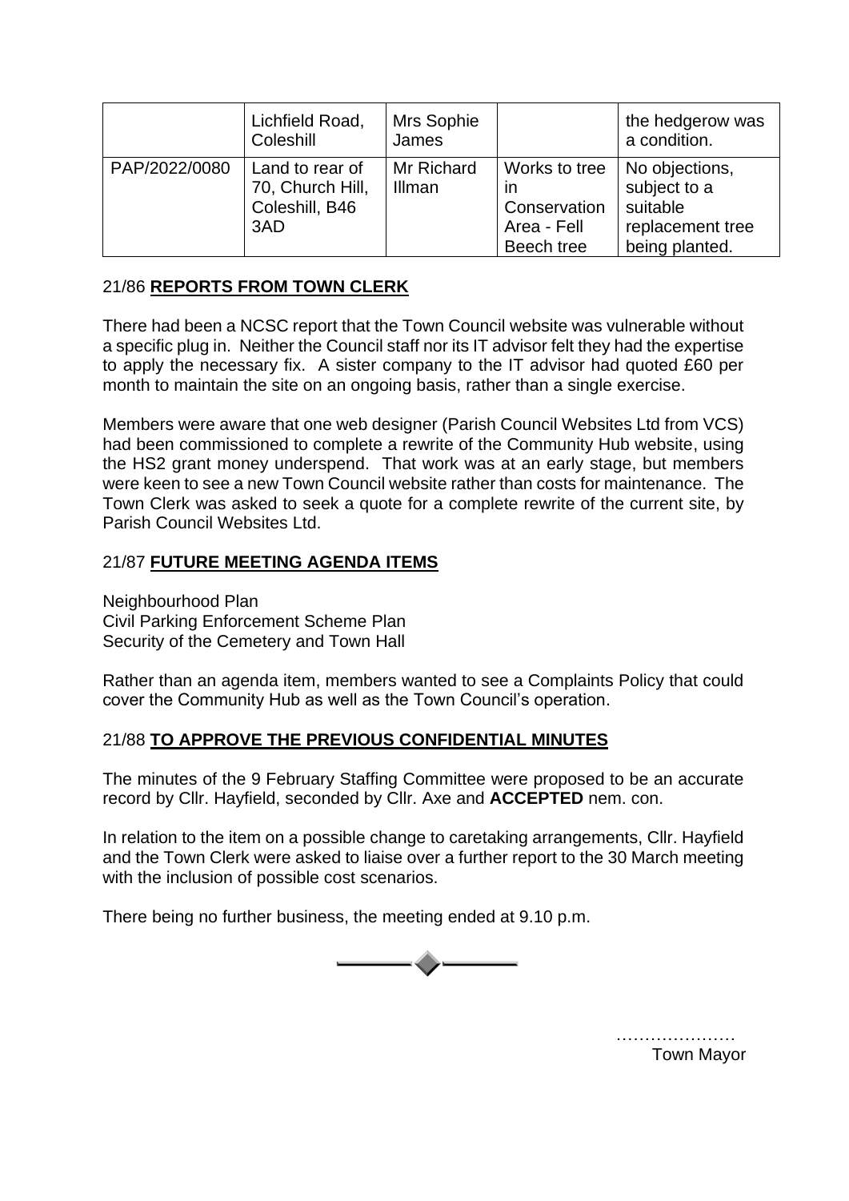| | | | | |
|---|---|---|---|---|
| | Lichfield Road, Coleshill | Mrs Sophie James | | the hedgerow was a condition. |
| PAP/2022/0080 | Land to rear of 70, Church Hill, Coleshill, B46 3AD | Mr Richard Illman | Works to tree in Conservation Area - Fell Beech tree | No objections, subject to a suitable replacement tree being planted. |

21/86 **REPORTS FROM TOWN CLERK**

There had been a NCSC report that the Town Council website was vulnerable without a specific plug in. Neither the Council staff nor its IT advisor felt they had the expertise to apply the necessary fix. A sister company to the IT advisor had quoted £60 per month to maintain the site on an ongoing basis, rather than a single exercise.

Members were aware that one web designer (Parish Council Websites Ltd from VCS) had been commissioned to complete a rewrite of the Community Hub website, using the HS2 grant money underspend. That work was at an early stage, but members were keen to see a new Town Council website rather than costs for maintenance. The Town Clerk was asked to seek a quote for a complete rewrite of the current site, by Parish Council Websites Ltd.

21/87 **FUTURE MEETING AGENDA ITEMS**

Neighbourhood Plan
Civil Parking Enforcement Scheme Plan
Security of the Cemetery and Town Hall

Rather than an agenda item, members wanted to see a Complaints Policy that could cover the Community Hub as well as the Town Council's operation.

21/88 **TO APPROVE THE PREVIOUS CONFIDENTIAL MINUTES**

The minutes of the 9 February Staffing Committee were proposed to be an accurate record by Cllr. Hayfield, seconded by Cllr. Axe and **ACCEPTED** nem. con.

In relation to the item on a possible change to caretaking arrangements, Cllr. Hayfield and the Town Clerk were asked to liaise over a further report to the 30 March meeting with the inclusion of possible cost scenarios.

There being no further business, the meeting ended at 9.10 p.m.

…………………
Town Mayor